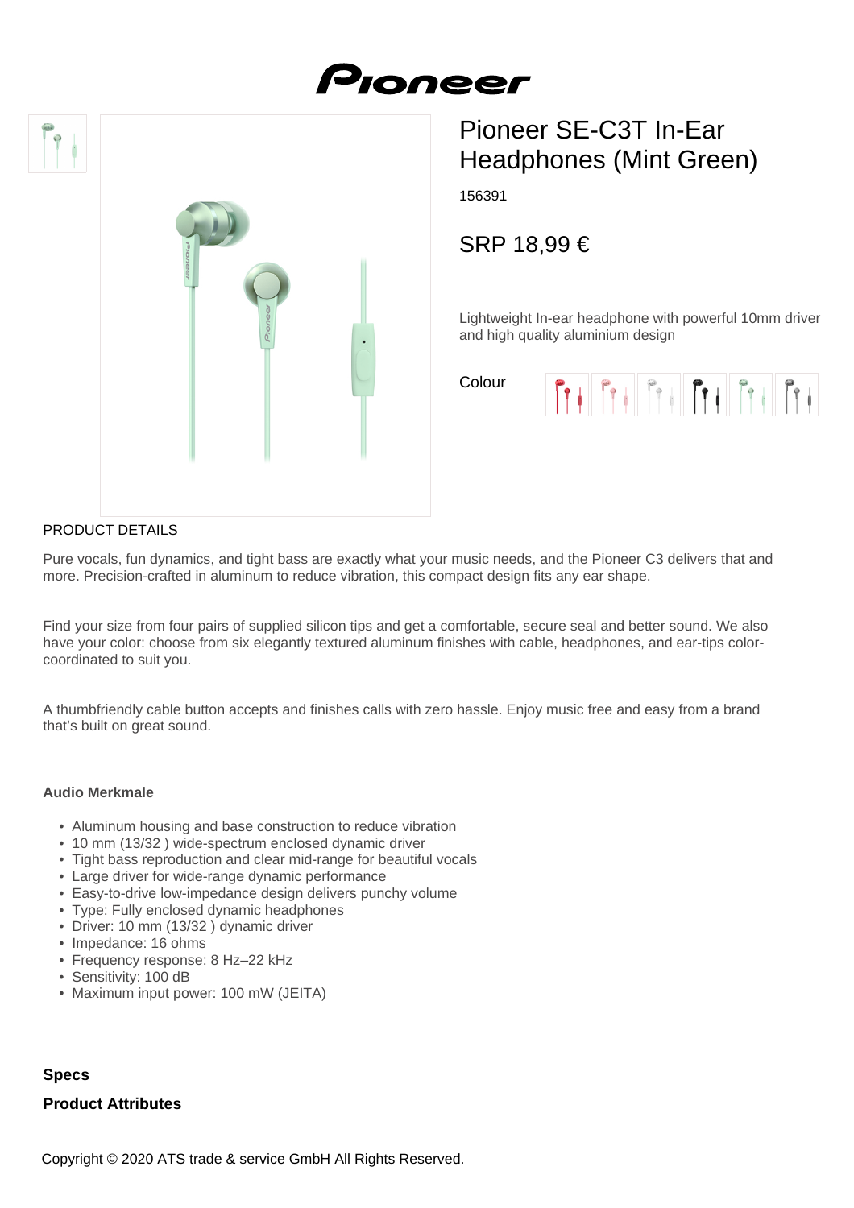# Pioneer SE-C3T In-Ear Headphones (Mint Green)

156391

SRP 18,99 €

Lightweight In-ear headphone with powerful 10mm driver and high quality aluminium design

Colour

PRODUCT DETAILS

Pure vocals, fun dynamics, and tight bass are exactly what your music needs, and the Pioneer C3 delivers that and more. Precision-crafted in aluminum to reduce vibration, this compact design fits any ear shape.

Find your size from four pairs of supplied silicon tips and get a comfortable, secure seal and better sound. We also have your color: choose from six elegantly textured aluminum finishes with cable, headphones, and ear-tips color-coordinated to suit you.

A thumbfriendly cable button accepts and finishes calls with zero hassle. Enjoy music free and easy from a brand that's built on great sound.

**Audio Merkmale**

- Aluminum housing and base construction to reduce vibration
- 10 mm (13/32 ) wide-spectrum enclosed dynamic driver
- Tight bass reproduction and clear mid-range for beautiful vocals
- Large driver for wide-range dynamic performance
- Easy-to-drive low-impedance design delivers punchy volume
- Type: Fully enclosed dynamic headphones
- Driver: 10 mm (13/32 ) dynamic driver
- Impedance: 16 ohms
- Frequency response: 8 Hz–22 kHz
- Sensitivity: 100 dB
- Maximum input power: 100 mW (JEITA)

**Specs**

**Product Attributes**

Copyright © 2020 ATS trade & service GmbH All Rights Reserved.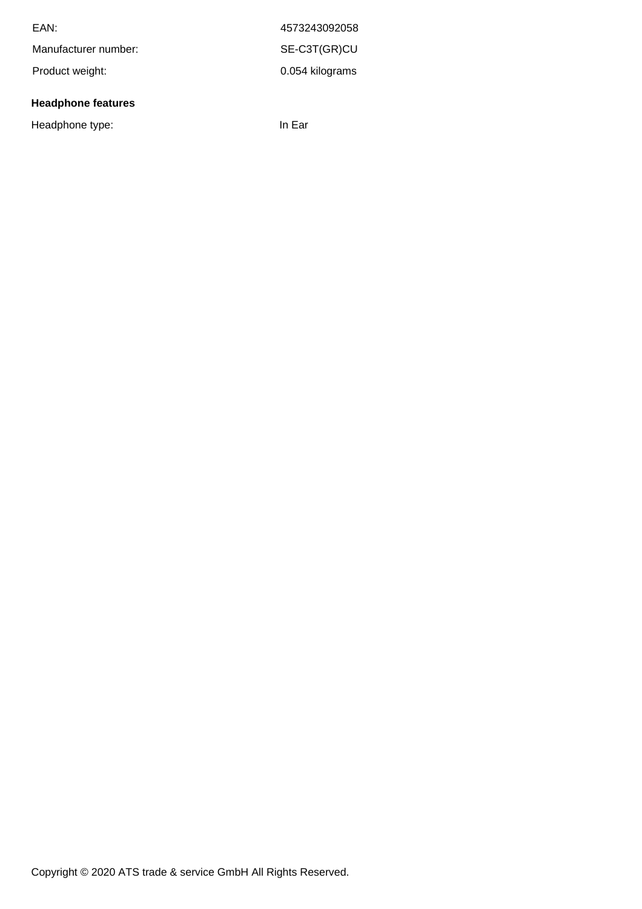| | |
|---|---|
| EAN: | 4573243092058 |
| Manufacturer number: | SE-C3T(GR)CU |
| Product weight: | 0.054 kilograms |

**Headphone features**

| | |
|---|---|
| Headphone type: | In Ear |

Copyright © 2020 ATS trade & service GmbH All Rights Reserved.